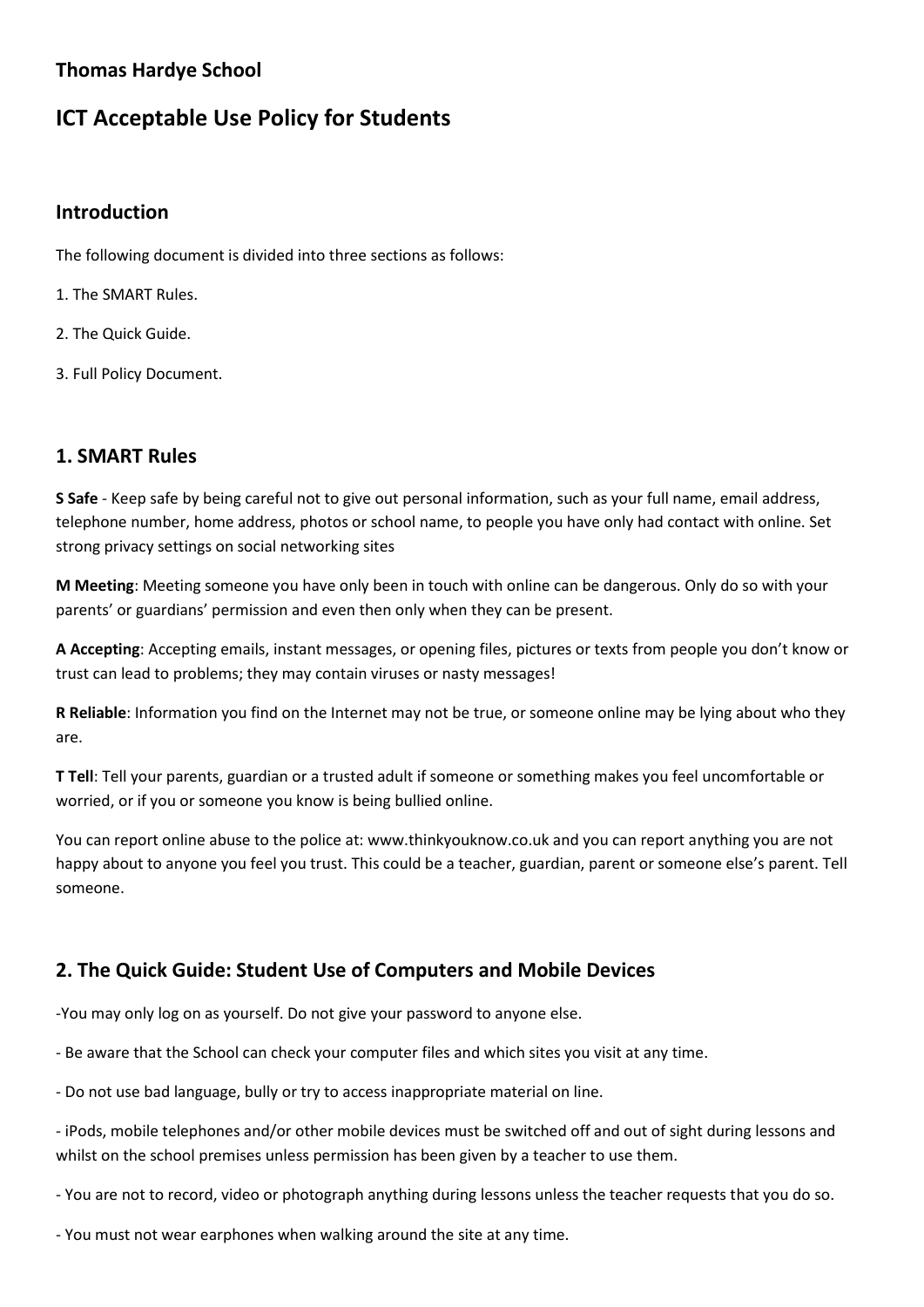**Thomas Hardye School**

# ICT Acceptable Use Policy for Students

## Introduction

The following document is divided into three sections as follows:

1. The SMART Rules.

2. The Quick Guide.

3. Full Policy Document.

## 1. SMART Rules

**S Safe** - Keep safe by being careful not to give out personal information, such as your full name, email address, telephone number, home address, photos or school name, to people you have only had contact with online. Set strong privacy settings on social networking sites

**M Meeting**: Meeting someone you have only been in touch with online can be dangerous. Only do so with your parents' or guardians' permission and even then only when they can be present.

**A Accepting**: Accepting emails, instant messages, or opening files, pictures or texts from people you don't know or trust can lead to problems; they may contain viruses or nasty messages!

**R Reliable**: Information you find on the Internet may not be true, or someone online may be lying about who they are.

**T Tell**: Tell your parents, guardian or a trusted adult if someone or something makes you feel uncomfortable or worried, or if you or someone you know is being bullied online.

You can report online abuse to the police at: www.thinkyouknow.co.uk and you can report anything you are not happy about to anyone you feel you trust. This could be a teacher, guardian, parent or someone else's parent. Tell someone.

## 2. The Quick Guide: Student Use of Computers and Mobile Devices

-You may only log on as yourself. Do not give your password to anyone else.

- Be aware that the School can check your computer files and which sites you visit at any time.

- Do not use bad language, bully or try to access inappropriate material on line.

- iPods, mobile telephones and/or other mobile devices must be switched off and out of sight during lessons and whilst on the school premises unless permission has been given by a teacher to use them.

- You are not to record, video or photograph anything during lessons unless the teacher requests that you do so.

- You must not wear earphones when walking around the site at any time.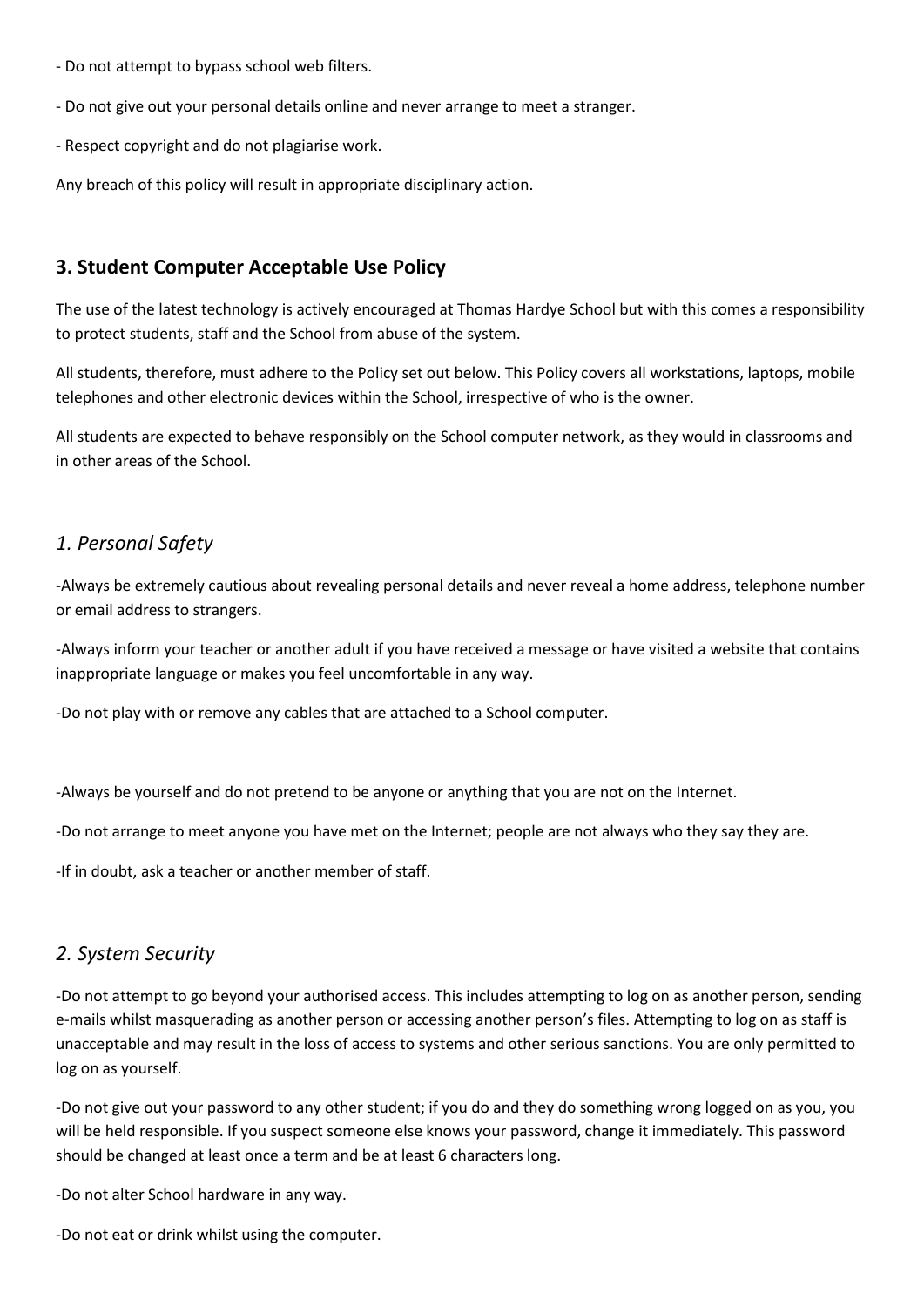- Do not attempt to bypass school web filters.

- Do not give out your personal details online and never arrange to meet a stranger.

- Respect copyright and do not plagiarise work.

Any breach of this policy will result in appropriate disciplinary action.

## 3. Student Computer Acceptable Use Policy

The use of the latest technology is actively encouraged at Thomas Hardye School but with this comes a responsibility to protect students, staff and the School from abuse of the system.

All students, therefore, must adhere to the Policy set out below. This Policy covers all workstations, laptops, mobile telephones and other electronic devices within the School, irrespective of who is the owner.

All students are expected to behave responsibly on the School computer network, as they would in classrooms and in other areas of the School.

### *1. Personal Safety*

-Always be extremely cautious about revealing personal details and never reveal a home address, telephone number or email address to strangers.

-Always inform your teacher or another adult if you have received a message or have visited a website that contains inappropriate language or makes you feel uncomfortable in any way.

-Do not play with or remove any cables that are attached to a School computer.

-Always be yourself and do not pretend to be anyone or anything that you are not on the Internet.

-Do not arrange to meet anyone you have met on the Internet; people are not always who they say they are.

-If in doubt, ask a teacher or another member of staff.

### *2. System Security*

-Do not attempt to go beyond your authorised access. This includes attempting to log on as another person, sending e-mails whilst masquerading as another person or accessing another person's files. Attempting to log on as staff is unacceptable and may result in the loss of access to systems and other serious sanctions. You are only permitted to log on as yourself.

-Do not give out your password to any other student; if you do and they do something wrong logged on as you, you will be held responsible. If you suspect someone else knows your password, change it immediately. This password should be changed at least once a term and be at least 6 characters long.

-Do not alter School hardware in any way.

-Do not eat or drink whilst using the computer.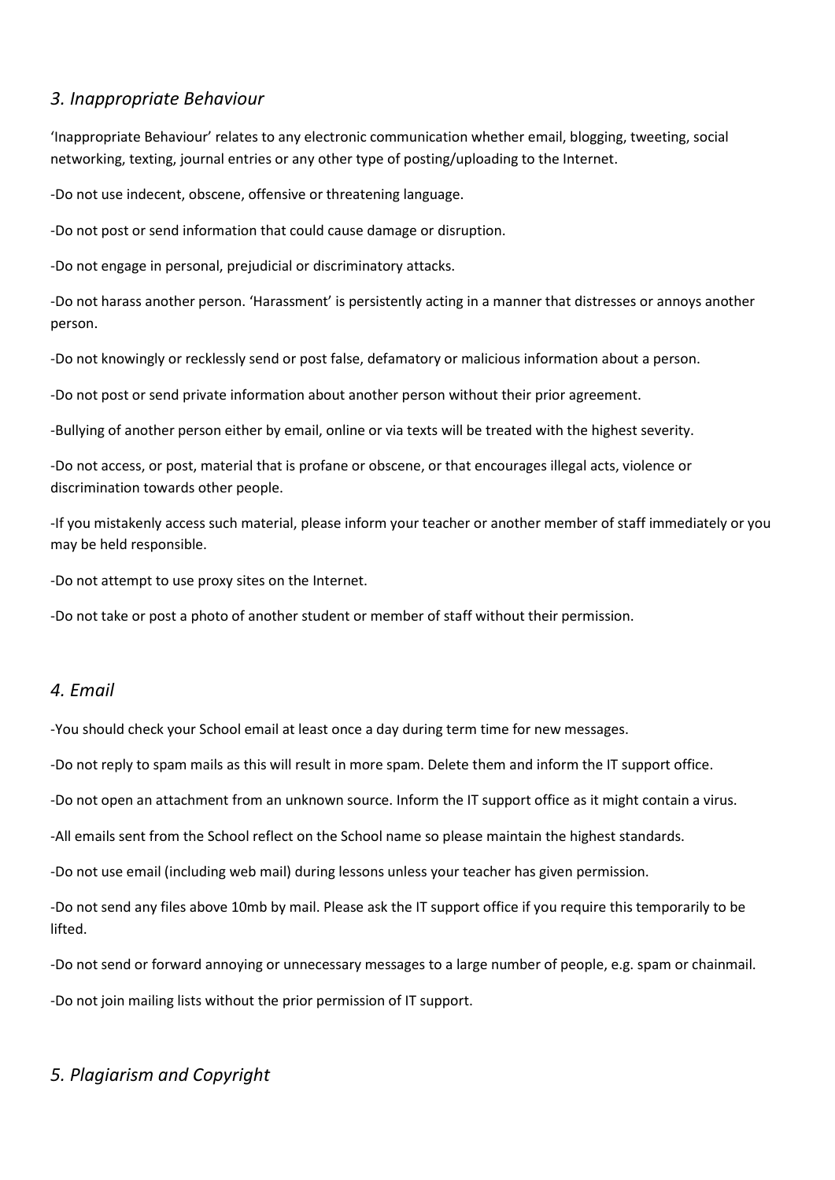## *3. Inappropriate Behaviour*

'Inappropriate Behaviour' relates to any electronic communication whether email, blogging, tweeting, social networking, texting, journal entries or any other type of posting/uploading to the Internet.

-Do not use indecent, obscene, offensive or threatening language.

-Do not post or send information that could cause damage or disruption.

-Do not engage in personal, prejudicial or discriminatory attacks.

-Do not harass another person. 'Harassment' is persistently acting in a manner that distresses or annoys another person.

-Do not knowingly or recklessly send or post false, defamatory or malicious information about a person.

-Do not post or send private information about another person without their prior agreement.

-Bullying of another person either by email, online or via texts will be treated with the highest severity.

-Do not access, or post, material that is profane or obscene, or that encourages illegal acts, violence or discrimination towards other people.

-If you mistakenly access such material, please inform your teacher or another member of staff immediately or you may be held responsible.

-Do not attempt to use proxy sites on the Internet.

-Do not take or post a photo of another student or member of staff without their permission.

## *4. Email*

-You should check your School email at least once a day during term time for new messages.

-Do not reply to spam mails as this will result in more spam. Delete them and inform the IT support office.

-Do not open an attachment from an unknown source. Inform the IT support office as it might contain a virus.

-All emails sent from the School reflect on the School name so please maintain the highest standards.

-Do not use email (including web mail) during lessons unless your teacher has given permission.

-Do not send any files above 10mb by mail. Please ask the IT support office if you require this temporarily to be lifted.

-Do not send or forward annoying or unnecessary messages to a large number of people, e.g. spam or chainmail.

-Do not join mailing lists without the prior permission of IT support.

## *5. Plagiarism and Copyright*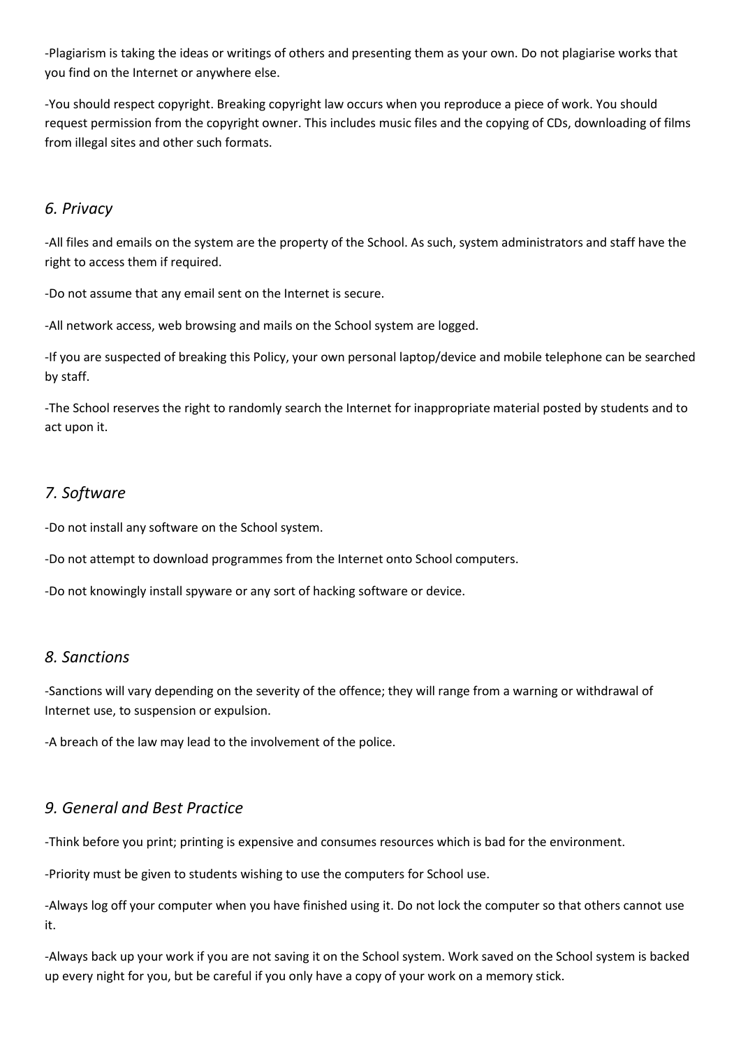-Plagiarism is taking the ideas or writings of others and presenting them as your own. Do not plagiarise works that you find on the Internet or anywhere else.

-You should respect copyright. Breaking copyright law occurs when you reproduce a piece of work. You should request permission from the copyright owner. This includes music files and the copying of CDs, downloading of films from illegal sites and other such formats.

## *6. Privacy*

-All files and emails on the system are the property of the School. As such, system administrators and staff have the right to access them if required.

-Do not assume that any email sent on the Internet is secure.

-All network access, web browsing and mails on the School system are logged.

-If you are suspected of breaking this Policy, your own personal laptop/device and mobile telephone can be searched by staff.

-The School reserves the right to randomly search the Internet for inappropriate material posted by students and to act upon it.

## *7. Software*

-Do not install any software on the School system.

-Do not attempt to download programmes from the Internet onto School computers.

-Do not knowingly install spyware or any sort of hacking software or device.

## *8. Sanctions*

-Sanctions will vary depending on the severity of the offence; they will range from a warning or withdrawal of Internet use, to suspension or expulsion.

-A breach of the law may lead to the involvement of the police.

## *9. General and Best Practice*

-Think before you print; printing is expensive and consumes resources which is bad for the environment.

-Priority must be given to students wishing to use the computers for School use.

-Always log off your computer when you have finished using it. Do not lock the computer so that others cannot use it.

-Always back up your work if you are not saving it on the School system. Work saved on the School system is backed up every night for you, but be careful if you only have a copy of your work on a memory stick.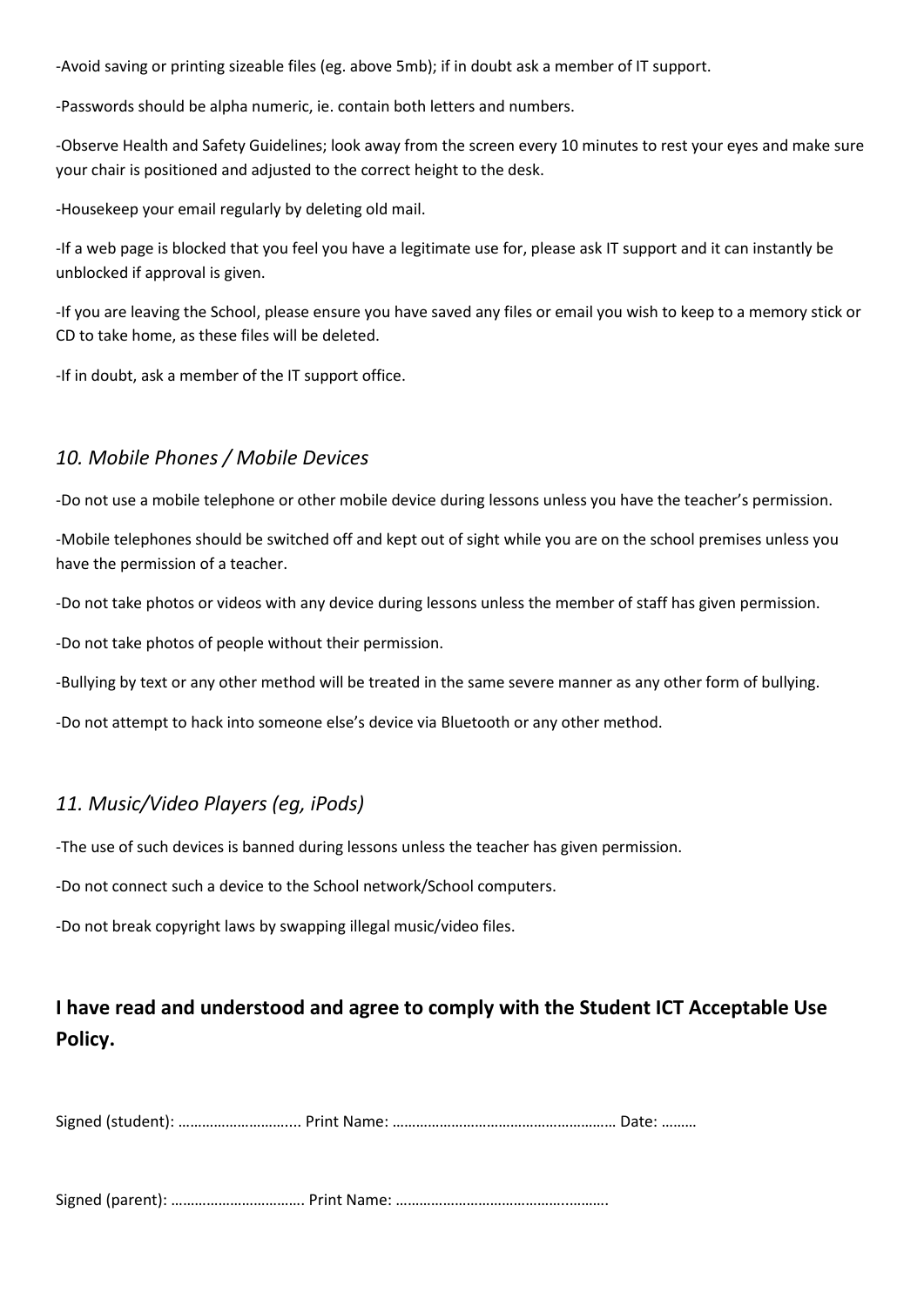-Avoid saving or printing sizeable files (eg. above 5mb); if in doubt ask a member of IT support.

-Passwords should be alpha numeric, ie. contain both letters and numbers.

-Observe Health and Safety Guidelines; look away from the screen every 10 minutes to rest your eyes and make sure your chair is positioned and adjusted to the correct height to the desk.

-Housekeep your email regularly by deleting old mail.

-If a web page is blocked that you feel you have a legitimate use for, please ask IT support and it can instantly be unblocked if approval is given.

-If you are leaving the School, please ensure you have saved any files or email you wish to keep to a memory stick or CD to take home, as these files will be deleted.

-If in doubt, ask a member of the IT support office.

## *10. Mobile Phones / Mobile Devices*

-Do not use a mobile telephone or other mobile device during lessons unless you have the teacher's permission.

-Mobile telephones should be switched off and kept out of sight while you are on the school premises unless you have the permission of a teacher.

-Do not take photos or videos with any device during lessons unless the member of staff has given permission.

-Do not take photos of people without their permission.

-Bullying by text or any other method will be treated in the same severe manner as any other form of bullying.

-Do not attempt to hack into someone else's device via Bluetooth or any other method.

## *11. Music/Video Players (eg, iPods)*

-The use of such devices is banned during lessons unless the teacher has given permission.

-Do not connect such a device to the School network/School computers.

-Do not break copyright laws by swapping illegal music/video files.

## **I have read and understood and agree to comply with the Student ICT Acceptable Use Policy.**

Signed (student): ………………………... Print Name: ………………………………………………… Date: ………

Signed (parent): ……………………………. Print Name: ………………………………………..……….